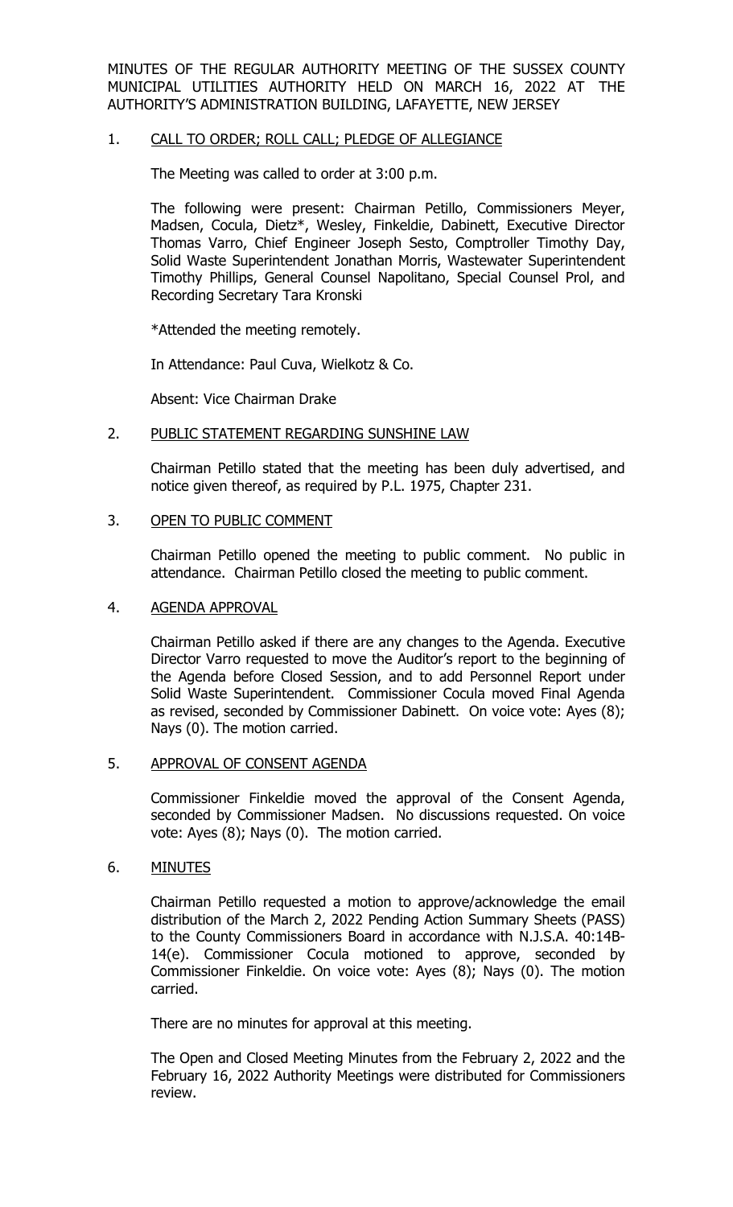MINUTES OF THE REGULAR AUTHORITY MEETING OF THE SUSSEX COUNTY MUNICIPAL UTILITIES AUTHORITY HELD ON MARCH 16, 2022 AT THE AUTHORITY'S ADMINISTRATION BUILDING, LAFAYETTE, NEW JERSEY

1. CALL TO ORDER; ROLL CALL; PLEDGE OF ALLEGIANCE

   The Meeting was called to order at 3:00 p.m.

   The following were present: Chairman Petillo, Commissioners Meyer, Madsen, Cocula, Dietz*, Wesley, Finkeldie, Dabinett, Executive Director Thomas Varro, Chief Engineer Joseph Sesto, Comptroller Timothy Day, Solid Waste Superintendent Jonathan Morris, Wastewater Superintendent Timothy Phillips, General Counsel Napolitano, Special Counsel Prol, and Recording Secretary Tara Kronski

   *Attended the meeting remotely.

   In Attendance: Paul Cuva, Wielkotz & Co.

   Absent: Vice Chairman Drake

2. PUBLIC STATEMENT REGARDING SUNSHINE LAW

   Chairman Petillo stated that the meeting has been duly advertised, and notice given thereof, as required by P.L. 1975, Chapter 231.

3. OPEN TO PUBLIC COMMENT

   Chairman Petillo opened the meeting to public comment. No public in attendance. Chairman Petillo closed the meeting to public comment.

4. AGENDA APPROVAL

   Chairman Petillo asked if there are any changes to the Agenda. Executive Director Varro requested to move the Auditor's report to the beginning of the Agenda before Closed Session, and to add Personnel Report under Solid Waste Superintendent. Commissioner Cocula moved Final Agenda as revised, seconded by Commissioner Dabinett. On voice vote: Ayes (8); Nays (0). The motion carried.

5. APPROVAL OF CONSENT AGENDA

   Commissioner Finkeldie moved the approval of the Consent Agenda, seconded by Commissioner Madsen. No discussions requested. On voice vote: Ayes (8); Nays (0). The motion carried.

6. MINUTES

   Chairman Petillo requested a motion to approve/acknowledge the email distribution of the March 2, 2022 Pending Action Summary Sheets (PASS) to the County Commissioners Board in accordance with N.J.S.A. 40:14B-14(e). Commissioner Cocula motioned to approve, seconded by Commissioner Finkeldie. On voice vote: Ayes (8); Nays (0). The motion carried.

   There are no minutes for approval at this meeting.

   The Open and Closed Meeting Minutes from the February 2, 2022 and the February 16, 2022 Authority Meetings were distributed for Commissioners review.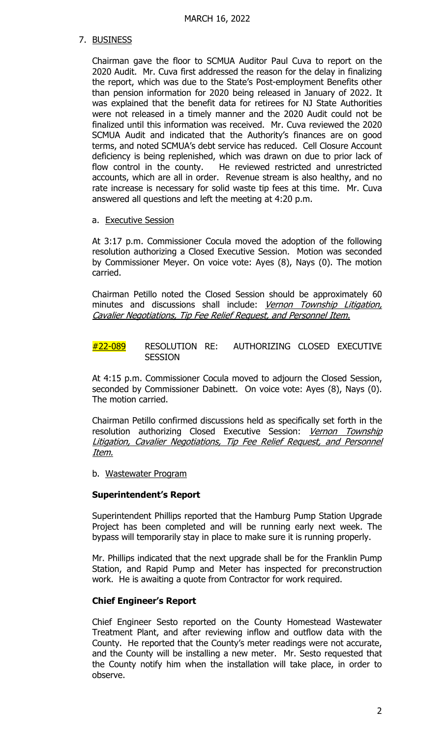## 7. BUSINESS

Chairman gave the floor to SCMUA Auditor Paul Cuva to report on the 2020 Audit. Mr. Cuva first addressed the reason for the delay in finalizing the report, which was due to the State's Post-employment Benefits other than pension information for 2020 being released in January of 2022. It was explained that the benefit data for retirees for NJ State Authorities were not released in a timely manner and the 2020 Audit could not be finalized until this information was received. Mr. Cuva reviewed the 2020 SCMUA Audit and indicated that the Authority's finances are on good terms, and noted SCMUA's debt service has reduced. Cell Closure Account deficiency is being replenished, which was drawn on due to prior lack of flow control in the county. He reviewed restricted and unrestricted accounts, which are all in order. Revenue stream is also healthy, and no rate increase is necessary for solid waste tip fees at this time. Mr. Cuva answered all questions and left the meeting at 4:20 p.m.

### a. Executive Session

At 3:17 p.m. Commissioner Cocula moved the adoption of the following resolution authorizing a Closed Executive Session. Motion was seconded by Commissioner Meyer. On voice vote: Ayes (8), Nays (0). The motion carried.

Chairman Petillo noted the Closed Session should be approximately 60 minutes and discussions shall include: *Vernon Township Litigation, Cavalier Negotiations, Tip Fee Relief Request, and Personnel Item.*

#22-089 RESOLUTION RE: AUTHORIZING CLOSED EXECUTIVE SESSION

At 4:15 p.m. Commissioner Cocula moved to adjourn the Closed Session, seconded by Commissioner Dabinett. On voice vote: Ayes (8), Nays (0). The motion carried.

Chairman Petillo confirmed discussions held as specifically set forth in the resolution authorizing Closed Executive Session: *Vernon Township Litigation, Cavalier Negotiations, Tip Fee Relief Request, and Personnel Item.*

### b. Wastewater Program

**Superintendent's Report**

Superintendent Phillips reported that the Hamburg Pump Station Upgrade Project has been completed and will be running early next week. The bypass will temporarily stay in place to make sure it is running properly.

Mr. Phillips indicated that the next upgrade shall be for the Franklin Pump Station, and Rapid Pump and Meter has inspected for preconstruction work. He is awaiting a quote from Contractor for work required.

**Chief Engineer's Report**

Chief Engineer Sesto reported on the County Homestead Wastewater Treatment Plant, and after reviewing inflow and outflow data with the County. He reported that the County's meter readings were not accurate, and the County will be installing a new meter. Mr. Sesto requested that the County notify him when the installation will take place, in order to observe.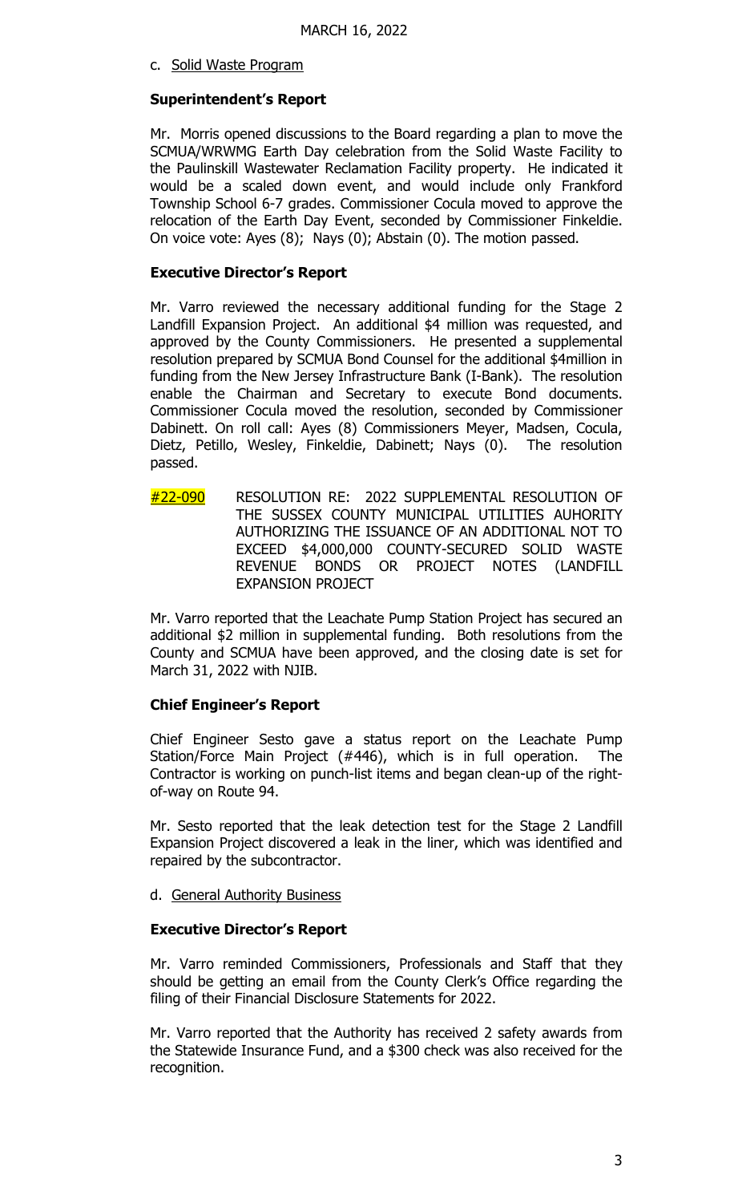MARCH 16, 2022

c. Solid Waste Program

**Superintendent's Report**

Mr. Morris opened discussions to the Board regarding a plan to move the SCMUA/WRWMG Earth Day celebration from the Solid Waste Facility to the Paulinskill Wastewater Reclamation Facility property. He indicated it would be a scaled down event, and would include only Frankford Township School 6-7 grades. Commissioner Cocula moved to approve the relocation of the Earth Day Event, seconded by Commissioner Finkeldie. On voice vote: Ayes (8); Nays (0); Abstain (0). The motion passed.

**Executive Director's Report**

Mr. Varro reviewed the necessary additional funding for the Stage 2 Landfill Expansion Project. An additional $4 million was requested, and approved by the County Commissioners. He presented a supplemental resolution prepared by SCMUA Bond Counsel for the additional $4million in funding from the New Jersey Infrastructure Bank (I-Bank). The resolution enable the Chairman and Secretary to execute Bond documents. Commissioner Cocula moved the resolution, seconded by Commissioner Dabinett. On roll call: Ayes (8) Commissioners Meyer, Madsen, Cocula, Dietz, Petillo, Wesley, Finkeldie, Dabinett; Nays (0). The resolution passed.

#22-090 RESOLUTION RE: 2022 SUPPLEMENTAL RESOLUTION OF THE SUSSEX COUNTY MUNICIPAL UTILITIES AUHORITY AUTHORIZING THE ISSUANCE OF AN ADDITIONAL NOT TO EXCEED $4,000,000 COUNTY-SECURED SOLID WASTE REVENUE BONDS OR PROJECT NOTES (LANDFILL EXPANSION PROJECT

Mr. Varro reported that the Leachate Pump Station Project has secured an additional $2 million in supplemental funding. Both resolutions from the County and SCMUA have been approved, and the closing date is set for March 31, 2022 with NJIB.

**Chief Engineer's Report**

Chief Engineer Sesto gave a status report on the Leachate Pump Station/Force Main Project (#446), which is in full operation. The Contractor is working on punch-list items and began clean-up of the right-of-way on Route 94.

Mr. Sesto reported that the leak detection test for the Stage 2 Landfill Expansion Project discovered a leak in the liner, which was identified and repaired by the subcontractor.

d. General Authority Business

**Executive Director's Report**

Mr. Varro reminded Commissioners, Professionals and Staff that they should be getting an email from the County Clerk's Office regarding the filing of their Financial Disclosure Statements for 2022.

Mr. Varro reported that the Authority has received 2 safety awards from the Statewide Insurance Fund, and a $300 check was also received for the recognition.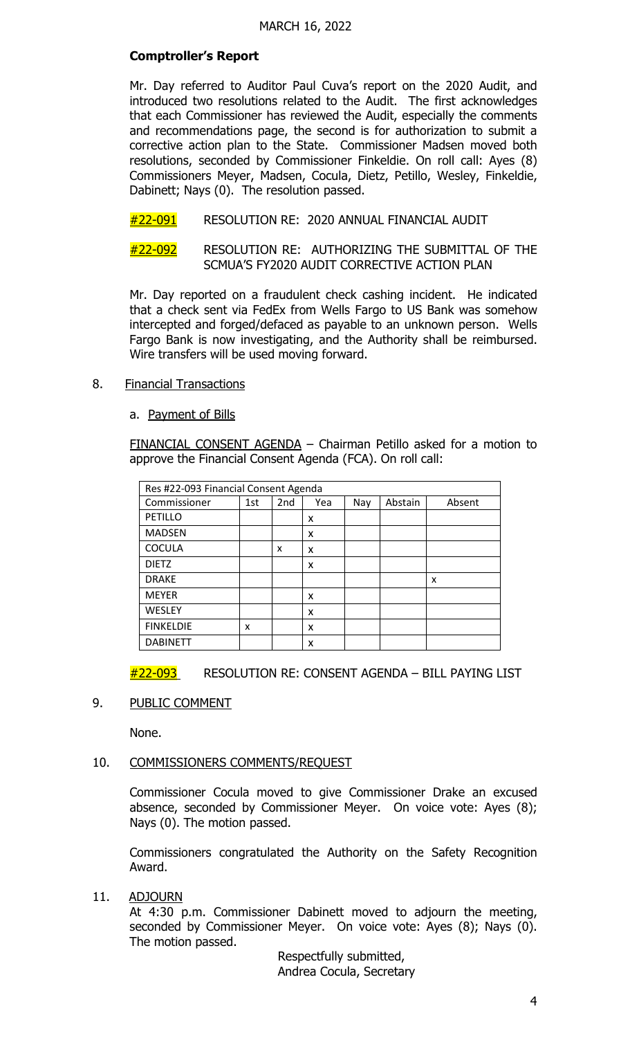MARCH 16, 2022

**Comptroller's Report**

Mr. Day referred to Auditor Paul Cuva's report on the 2020 Audit, and introduced two resolutions related to the Audit. The first acknowledges that each Commissioner has reviewed the Audit, especially the comments and recommendations page, the second is for authorization to submit a corrective action plan to the State. Commissioner Madsen moved both resolutions, seconded by Commissioner Finkeldie. On roll call: Ayes (8) Commissioners Meyer, Madsen, Cocula, Dietz, Petillo, Wesley, Finkeldie, Dabinett; Nays (0). The resolution passed.

#22-091 RESOLUTION RE: 2020 ANNUAL FINANCIAL AUDIT

#22-092 RESOLUTION RE: AUTHORIZING THE SUBMITTAL OF THE SCMUA'S FY2020 AUDIT CORRECTIVE ACTION PLAN

Mr. Day reported on a fraudulent check cashing incident. He indicated that a check sent via FedEx from Wells Fargo to US Bank was somehow intercepted and forged/defaced as payable to an unknown person. Wells Fargo Bank is now investigating, and the Authority shall be reimbursed. Wire transfers will be used moving forward.

8. Financial Transactions

a. Payment of Bills

FINANCIAL CONSENT AGENDA – Chairman Petillo asked for a motion to approve the Financial Consent Agenda (FCA). On roll call:

| Res #22-093 Financial Consent Agenda | | | | | | |
|---|---|---|---|---|---|---|
| Commissioner | 1st | 2nd | Yea | Nay | Abstain | Absent |
| PETILLO | | | x | | | |
| MADSEN | | | x | | | |
| COCULA | | x | x | | | |
| DIETZ | | | x | | | |
| DRAKE | | | | | | x |
| MEYER | | | x | | | |
| WESLEY | | | x | | | |
| FINKELDIE | x | | x | | | |
| DABINETT | | | x | | | |

#22-093 RESOLUTION RE: CONSENT AGENDA – BILL PAYING LIST

9. PUBLIC COMMENT

None.

10. COMMISSIONERS COMMENTS/REQUEST

Commissioner Cocula moved to give Commissioner Drake an excused absence, seconded by Commissioner Meyer. On voice vote: Ayes (8); Nays (0). The motion passed.

Commissioners congratulated the Authority on the Safety Recognition Award.

11. ADJOURN

At 4:30 p.m. Commissioner Dabinett moved to adjourn the meeting, seconded by Commissioner Meyer. On voice vote: Ayes (8); Nays (0). The motion passed.

Respectfully submitted,
Andrea Cocula, Secretary